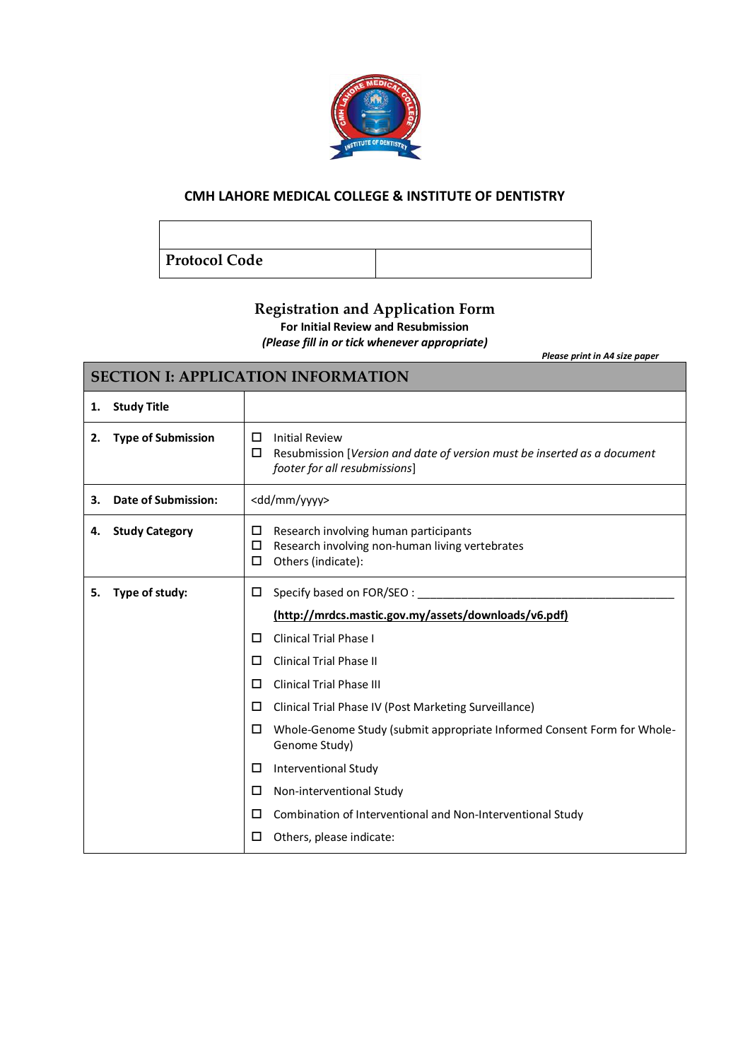## CMH LAHORE MEDICAL COLLEGE & INSTITUTE OF DENTISTRY

| | |
|---|---|
| **Protocol Code** | |

# Registration and Application Form

**For Initial Review and Resubmission**

***(Please fill in or tick whenever appropriate)***

***Please print in A4 size paper***

| SECTION I: APPLICATION INFORMATION | |
|---|---|
| **1. Study Title** | |
| **2. Type of Submission** | ☐ Initial Review<br>☐ Resubmission [*Version and date of version must be inserted as a document footer for all resubmissions*] |
| **3. Date of Submission:** | <dd/mm/yyyy> |
| **4. Study Category** | ☐ Research involving human participants<br>☐ Research involving non-human living vertebrates<br>☐ Others (indicate): |
| **5. Type of study:** | ☐ Specify based on FOR/SEO : ____________________________________________<br>**(http://mrdcs.mastic.gov.my/assets/downloads/v6.pdf)**<br>☐ Clinical Trial Phase I<br>☐ Clinical Trial Phase II<br>☐ Clinical Trial Phase III<br>☐ Clinical Trial Phase IV (Post Marketing Surveillance)<br>☐ Whole-Genome Study (submit appropriate Informed Consent Form for Whole-Genome Study)<br>☐ Interventional Study<br>☐ Non-interventional Study<br>☐ Combination of Interventional and Non-Interventional Study<br>☐ Others, please indicate: |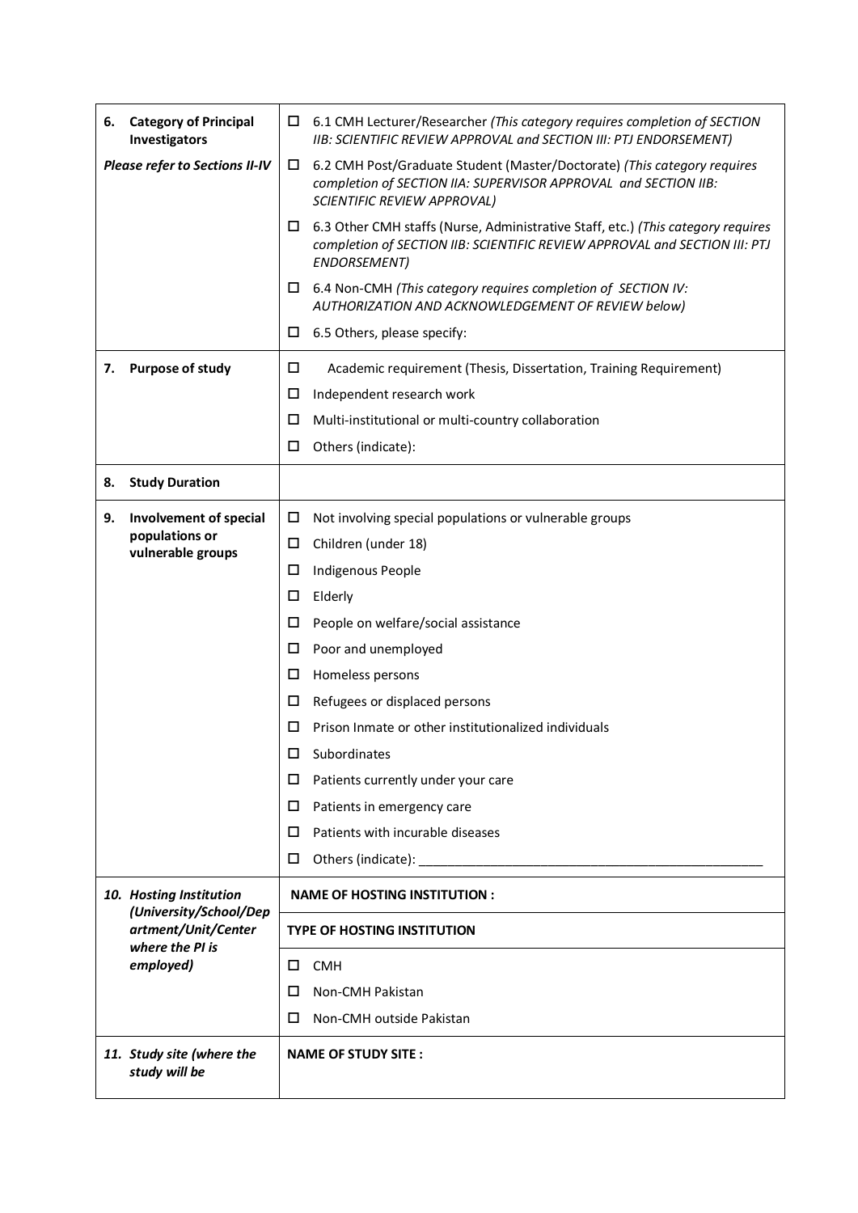| | |
|---|---|
| **6. Category of Principal Investigators** | ☐ 6.1 CMH Lecturer/Researcher *(This category requires completion of SECTION IIB: SCIENTIFIC REVIEW APPROVAL and SECTION III: PTJ ENDORSEMENT)* |
| ***Please refer to Sections II-IV*** | ☐ 6.2 CMH Post/Graduate Student (Master/Doctorate) *(This category requires completion of SECTION IIA: SUPERVISOR APPROVAL and SECTION IIB: SCIENTIFIC REVIEW APPROVAL)* |
| | ☐ 6.3 Other CMH staffs (Nurse, Administrative Staff, etc.) *(This category requires completion of SECTION IIB: SCIENTIFIC REVIEW APPROVAL and SECTION III: PTJ ENDORSEMENT)* |
| | ☐ 6.4 Non-CMH *(This category requires completion of SECTION IV: AUTHORIZATION AND ACKNOWLEDGEMENT OF REVIEW below)* |
| | ☐ 6.5 Others, please specify: |
| **7. Purpose of study** | ☐ Academic requirement (Thesis, Dissertation, Training Requirement) |
| | ☐ Independent research work |
| | ☐ Multi-institutional or multi-country collaboration |
| | ☐ Others (indicate): |
| **8. Study Duration** | |
| **9. Involvement of special populations or vulnerable groups** | ☐ Not involving special populations or vulnerable groups |
| | ☐ Children (under 18) |
| | ☐ Indigenous People |
| | ☐ Elderly |
| | ☐ People on welfare/social assistance |
| | ☐ Poor and unemployed |
| | ☐ Homeless persons |
| | ☐ Refugees or displaced persons |
| | ☐ Prison Inmate or other institutionalized individuals |
| | ☐ Subordinates |
| | ☐ Patients currently under your care |
| | ☐ Patients in emergency care |
| | ☐ Patients with incurable diseases |
| | ☐ Others (indicate): ______________________________________________ |
| ***10. Hosting Institution (University/School/Department/Unit/Center where the PI is employed)*** | **NAME OF HOSTING INSTITUTION :** |
| | **TYPE OF HOSTING INSTITUTION** |
| | ☐ CMH |
| | ☐ Non-CMH Pakistan |
| | ☐ Non-CMH outside Pakistan |
| ***11. Study site (where the study will be*** | **NAME OF STUDY SITE :** |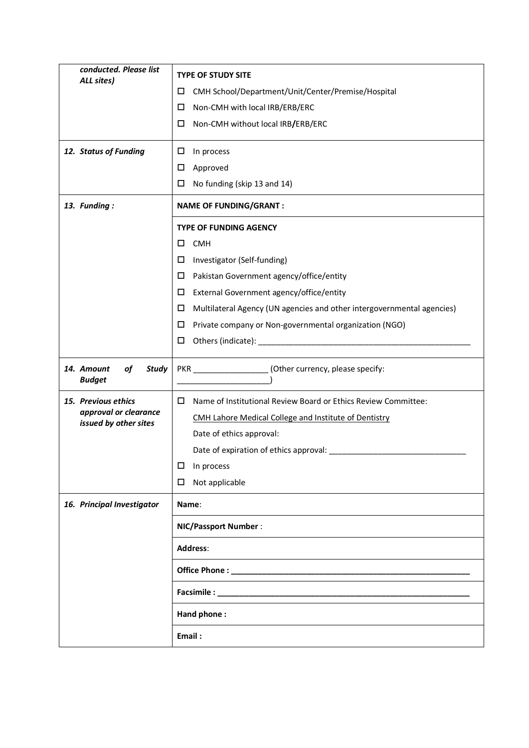| *conducted. Please list ALL sites)* | **TYPE OF STUDY SITE**<br>☐ CMH School/Department/Unit/Center/Premise/Hospital<br>☐ Non-CMH with local IRB/ERB/ERC<br>☐ Non-CMH without local IRB/ERB/ERC |
|---|---|
| ***12. Status of Funding*** | ☐ In process<br>☐ Approved<br>☐ No funding (skip 13 and 14) |
| ***13. Funding :*** | **NAME OF FUNDING/GRANT :** |
| | **TYPE OF FUNDING AGENCY**<br>☐ CMH<br>☐ Investigator (Self-funding)<br>☐ Pakistan Government agency/office/entity<br>☐ External Government agency/office/entity<br>☐ Multilateral Agency (UN agencies and other intergovernmental agencies)<br>☐ Private company or Non-governmental organization (NGO)<br>☐ Others (indicate): ______________________________________________ |
| ***14. Amount of Study Budget*** | PKR ________________ (Other currency, please specify: ____________________) |
| ***15. Previous ethics approval or clearance issued by other sites*** | ☐ Name of Institutional Review Board or Ethics Review Committee:<br>CMH Lahore Medical College and Institute of Dentistry<br>Date of ethics approval:<br>Date of expiration of ethics approval: ______________________________<br>☐ In process<br>☐ Not applicable |
| ***16. Principal Investigator*** | **Name**: |
| | **NIC/Passport Number** : |
| | **Address**: |
| | **Office Phone : ________________________________________________________** |
| | **Facsimile : __________________________________________________________** |
| | **Hand phone :** |
| | **Email :** |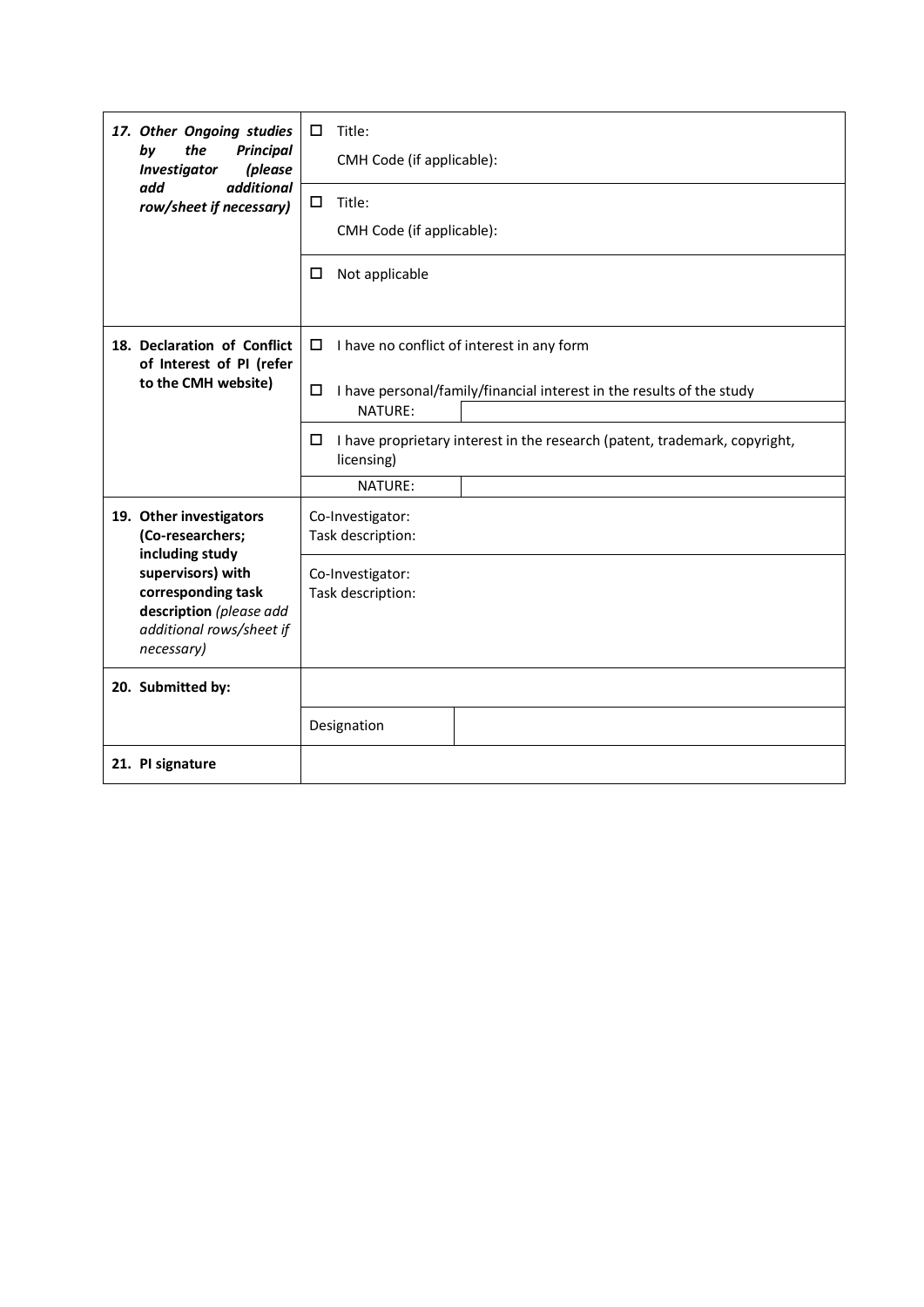| | |
|---|---|
| ***17. Other Ongoing studies by the Principal Investigator (please add additional row/sheet if necessary)*** | ☐ Title:<br>CMH Code (if applicable): |
| | ☐ Title:<br>CMH Code (if applicable): |
| | ☐ Not applicable |
| **18. Declaration of Conflict of Interest of PI (refer to the CMH website)** | ☐ I have no conflict of interest in any form |
| | ☐ I have personal/family/financial interest in the results of the study<br>NATURE: |
| | ☐ I have proprietary interest in the research (patent, trademark, copyright, licensing)<br>NATURE: |
| **19. Other investigators (Co-researchers; including study supervisors) with corresponding task description** *(please add additional rows/sheet if necessary)* | Co-Investigator:<br>Task description: |
| | Co-Investigator:<br>Task description: |
| **20. Submitted by:** | |
| | Designation |
| **21. PI signature** | |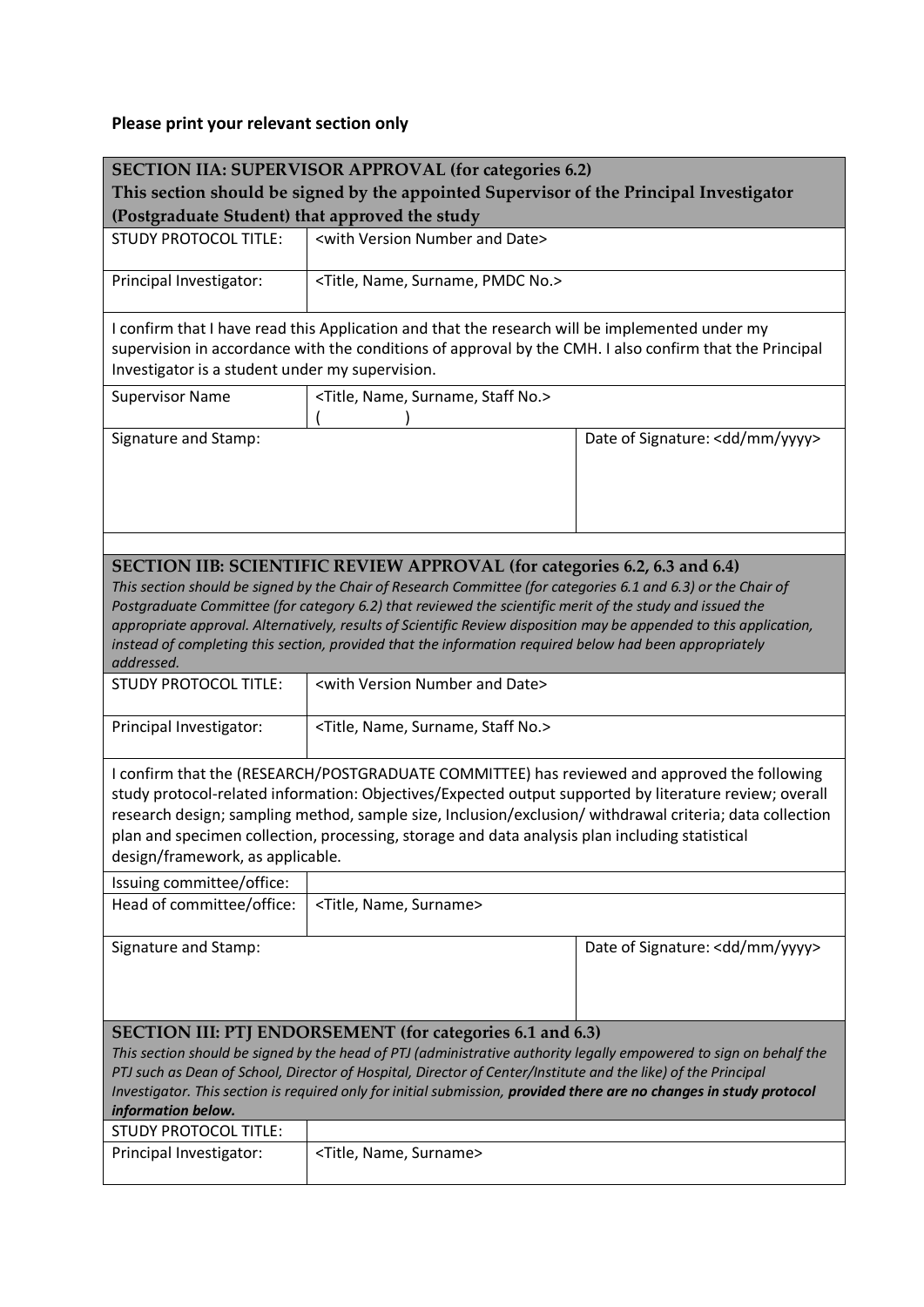**Please print your relevant section only**

| **SECTION IIA: SUPERVISOR APPROVAL (for categories 6.2)**<br>**This section should be signed by the appointed Supervisor of the Principal Investigator (Postgraduate Student) that approved the study** | | |
|---|---|---|
| STUDY PROTOCOL TITLE: | <with Version Number and Date> | |
| Principal Investigator: | <Title, Name, Surname, PMDC No.> | |
| I confirm that I have read this Application and that the research will be implemented under my supervision in accordance with the conditions of approval by the CMH. I also confirm that the Principal Investigator is a student under my supervision. | | |
| Supervisor Name | <Title, Name, Surname, Staff No.><br>(                ) | |
| Signature and Stamp: | | Date of Signature: <dd/mm/yyyy> |

| **SECTION IIB: SCIENTIFIC REVIEW APPROVAL (for categories 6.2, 6.3 and 6.4)**<br>*This section should be signed by the Chair of Research Committee (for categories 6.1 and 6.3) or the Chair of Postgraduate Committee (for category 6.2) that reviewed the scientific merit of the study and issued the appropriate approval. Alternatively, results of Scientific Review disposition may be appended to this application, instead of completing this section, provided that the information required below had been appropriately addressed.* | | |
|---|---|---|
| STUDY PROTOCOL TITLE: | <with Version Number and Date> | |
| Principal Investigator: | <Title, Name, Surname, Staff No.> | |
| I confirm that the (RESEARCH/POSTGRADUATE COMMITTEE) has reviewed and approved the following study protocol-related information: Objectives/Expected output supported by literature review; overall research design; sampling method, sample size, Inclusion/exclusion/ withdrawal criteria; data collection plan and specimen collection, processing, storage and data analysis plan including statistical design/framework, as applicable. | | |
| Issuing committee/office: | | |
| Head of committee/office: | <Title, Name, Surname> | |
| Signature and Stamp: | | Date of Signature: <dd/mm/yyyy> |

| **SECTION III: PTJ ENDORSEMENT (for categories 6.1 and 6.3)**<br>*This section should be signed by the head of PTJ (administrative authority legally empowered to sign on behalf the PTJ such as Dean of School, Director of Hospital, Director of Center/Institute and the like) of the Principal Investigator. This section is required only for initial submission,* ***provided there are no changes in study protocol information below.*** | |
|---|---|
| STUDY PROTOCOL TITLE: | |
| Principal Investigator: | <Title, Name, Surname> |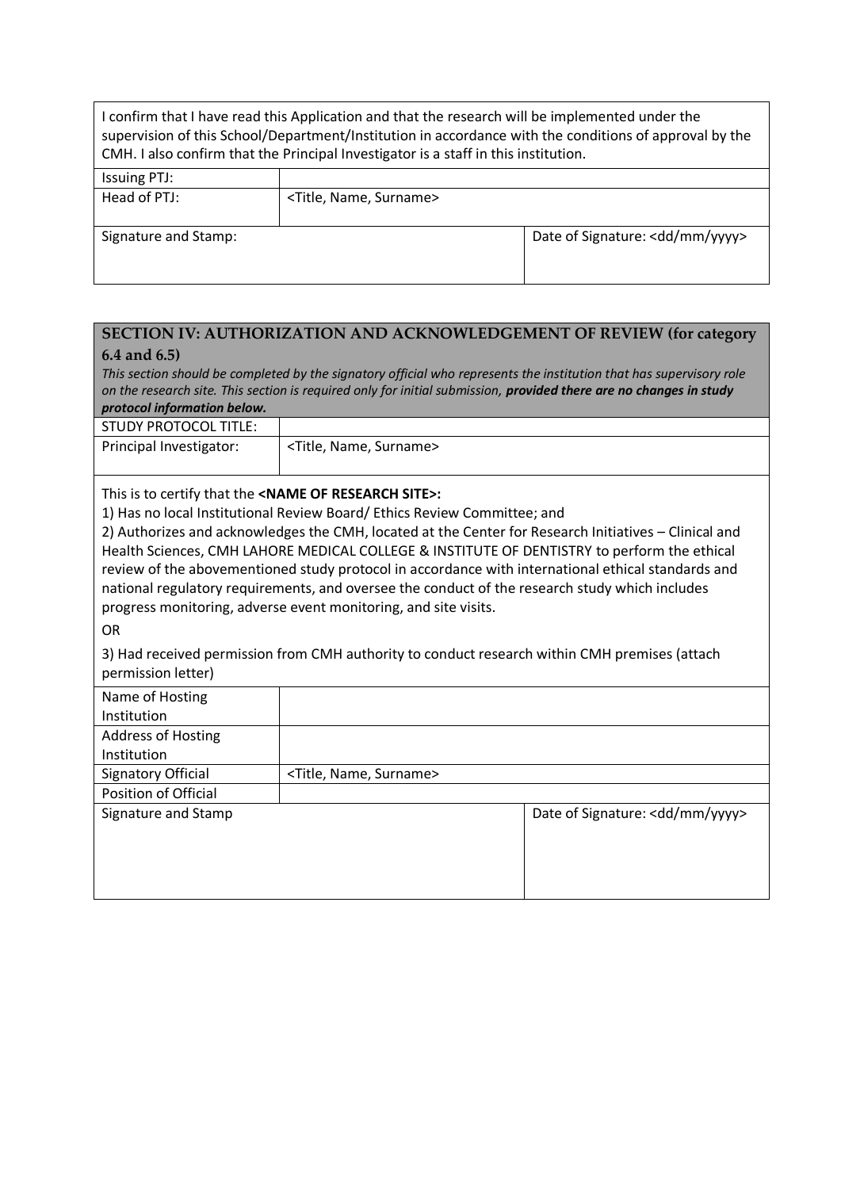| I confirm that I have read this Application and that the research will be implemented under the supervision of this School/Department/Institution in accordance with the conditions of approval by the CMH. I also confirm that the Principal Investigator is a staff in this institution. | | |
|---|---|---|
| Issuing PTJ: | | |
| Head of PTJ: | <Title, Name, Surname> | |
| Signature and Stamp: | | Date of Signature: <dd/mm/yyyy> |

## SECTION IV: AUTHORIZATION AND ACKNOWLEDGEMENT OF REVIEW (for category 6.4 and 6.5)

*This section should be completed by the signatory official who represents the institution that has supervisory role on the research site. This section is required only for initial submission,* ***provided there are no changes in study protocol information below.***

| | |
|---|---|
| STUDY PROTOCOL TITLE: | |
| Principal Investigator: | <Title, Name, Surname> |

This is to certify that the **<NAME OF RESEARCH SITE>:**

1) Has no local Institutional Review Board/ Ethics Review Committee; and

2) Authorizes and acknowledges the CMH, located at the Center for Research Initiatives – Clinical and Health Sciences, CMH LAHORE MEDICAL COLLEGE & INSTITUTE OF DENTISTRY to perform the ethical review of the abovementioned study protocol in accordance with international ethical standards and national regulatory requirements, and oversee the conduct of the research study which includes progress monitoring, adverse event monitoring, and site visits.

OR

3) Had received permission from CMH authority to conduct research within CMH premises (attach permission letter)

| | | |
|---|---|---|
| Name of Hosting Institution | | |
| Address of Hosting Institution | | |
| Signatory Official | <Title, Name, Surname> | |
| Position of Official | | |
| Signature and Stamp | | Date of Signature: <dd/mm/yyyy> |